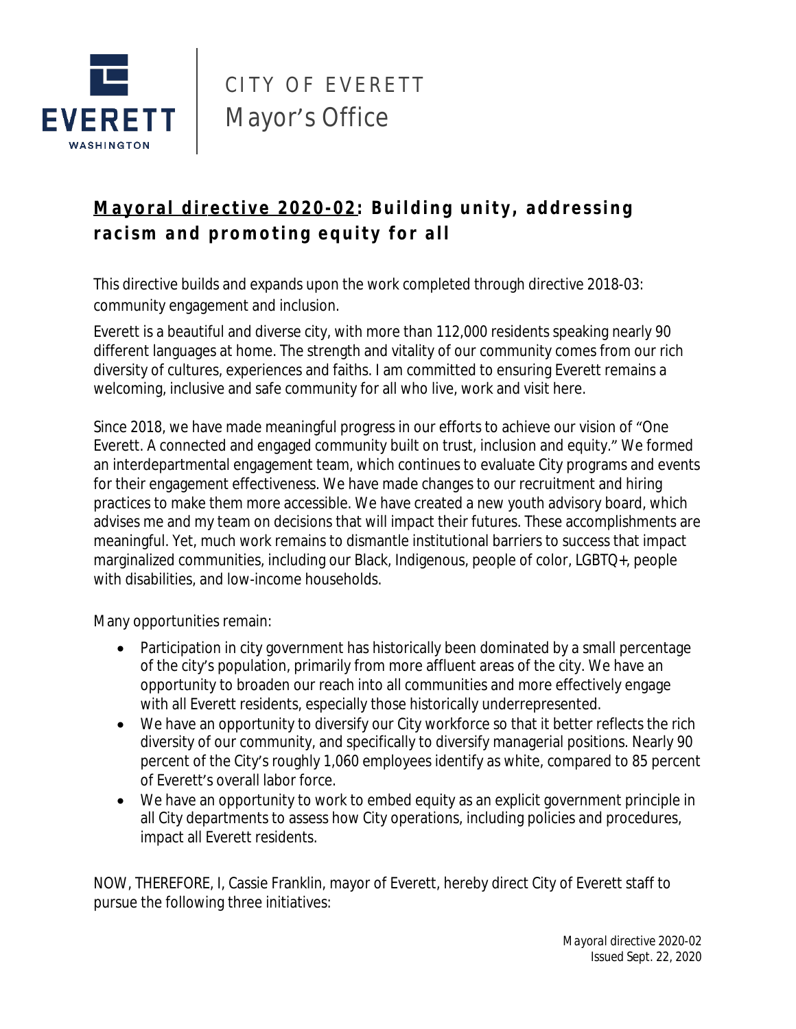EVERETT WASHINGTON

CITY OF EVERETT
Mayor's Office

# Mayoral directive 2020-02: Building unity, addressing racism and promoting equity for all

This directive builds and expands upon the work completed through directive 2018-03: community engagement and inclusion.

Everett is a beautiful and diverse city, with more than 112,000 residents speaking nearly 90 different languages at home. The strength and vitality of our community comes from our rich diversity of cultures, experiences and faiths. I am committed to ensuring Everett remains a welcoming, inclusive and safe community for all who live, work and visit here.

Since 2018, we have made meaningful progress in our efforts to achieve our vision of "One Everett. A connected and engaged community built on trust, inclusion and equity." We formed an interdepartmental engagement team, which continues to evaluate City programs and events for their engagement effectiveness. We have made changes to our recruitment and hiring practices to make them more accessible. We have created a new youth advisory board, which advises me and my team on decisions that will impact their futures. These accomplishments are meaningful. Yet, much work remains to dismantle institutional barriers to success that impact marginalized communities, including our Black, Indigenous, people of color, LGBTQ+, people with disabilities, and low-income households.

Many opportunities remain:

- Participation in city government has historically been dominated by a small percentage of the city's population, primarily from more affluent areas of the city. We have an opportunity to broaden our reach into all communities and more effectively engage with all Everett residents, especially those historically underrepresented.
- We have an opportunity to diversify our City workforce so that it better reflects the rich diversity of our community, and specifically to diversify managerial positions. Nearly 90 percent of the City's roughly 1,060 employees identify as white, compared to 85 percent of Everett's overall labor force.
- We have an opportunity to work to embed equity as an explicit government principle in all City departments to assess how City operations, including policies and procedures, impact all Everett residents.

NOW, THEREFORE, I, Cassie Franklin, mayor of Everett, hereby direct City of Everett staff to pursue the following three initiatives: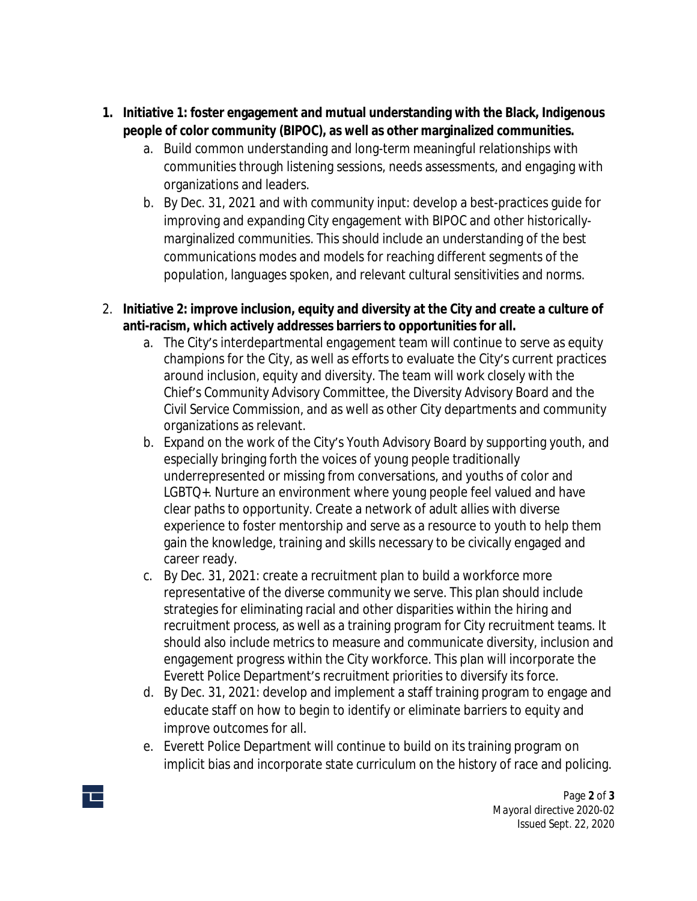1. **Initiative 1: foster engagement and mutual understanding with the Black, Indigenous people of color community (BIPOC), as well as other marginalized communities.**
    a. Build common understanding and long-term meaningful relationships with communities through listening sessions, needs assessments, and engaging with organizations and leaders.
    b. By Dec. 31, 2021 and with community input: develop a best-practices guide for improving and expanding City engagement with BIPOC and other historically-marginalized communities. This should include an understanding of the best communications modes and models for reaching different segments of the population, languages spoken, and relevant cultural sensitivities and norms.

2. **Initiative 2: improve inclusion, equity and diversity at the City and create a culture of anti-racism, which actively addresses barriers to opportunities for all.**
    a. The City's interdepartmental engagement team will continue to serve as equity champions for the City, as well as efforts to evaluate the City's current practices around inclusion, equity and diversity. The team will work closely with the Chief's Community Advisory Committee, the Diversity Advisory Board and the Civil Service Commission, and as well as other City departments and community organizations as relevant.
    b. Expand on the work of the City's Youth Advisory Board by supporting youth, and especially bringing forth the voices of young people traditionally underrepresented or missing from conversations, and youths of color and LGBTQ+. Nurture an environment where young people feel valued and have clear paths to opportunity. Create a network of adult allies with diverse experience to foster mentorship and serve as a resource to youth to help them gain the knowledge, training and skills necessary to be civically engaged and career ready.
    c. By Dec. 31, 2021: create a recruitment plan to build a workforce more representative of the diverse community we serve. This plan should include strategies for eliminating racial and other disparities within the hiring and recruitment process, as well as a training program for City recruitment teams. It should also include metrics to measure and communicate diversity, inclusion and engagement progress within the City workforce. This plan will incorporate the Everett Police Department's recruitment priorities to diversify its force.
    d. By Dec. 31, 2021: develop and implement a staff training program to engage and educate staff on how to begin to identify or eliminate barriers to equity and improve outcomes for all.
    e. Everett Police Department will continue to build on its training program on implicit bias and incorporate state curriculum on the history of race and policing.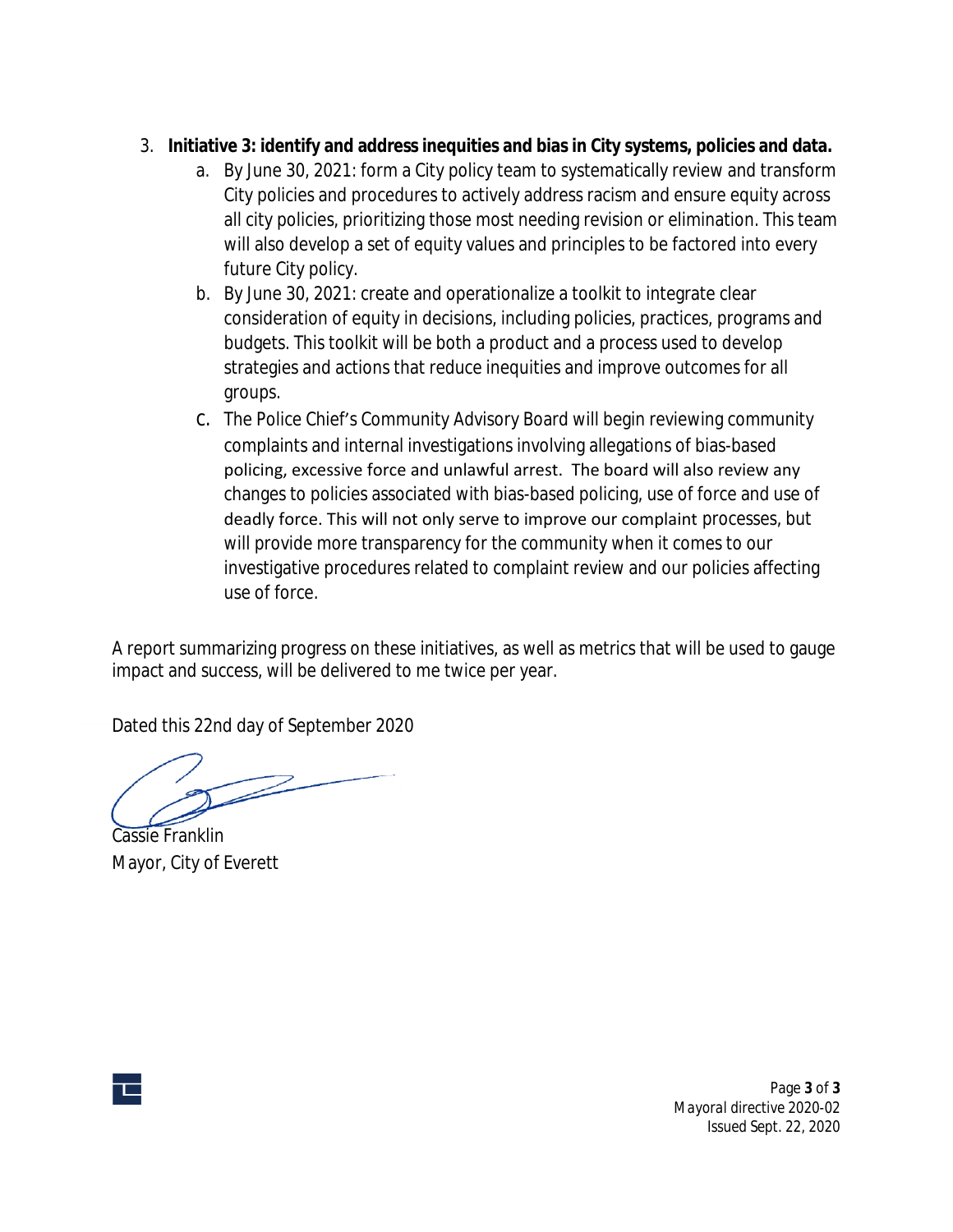3. **Initiative 3: identify and address inequities and bias in City systems, policies and data.**
    a. By June 30, 2021: form a City policy team to systematically review and transform City policies and procedures to actively address racism and ensure equity across all city policies, prioritizing those most needing revision or elimination. This team will also develop a set of equity values and principles to be factored into every future City policy.
    b. By June 30, 2021: create and operationalize a toolkit to integrate clear consideration of equity in decisions, including policies, practices, programs and budgets. This toolkit will be both a product and a process used to develop strategies and actions that reduce inequities and improve outcomes for all groups.
    c. The Police Chief's Community Advisory Board will begin reviewing community complaints and internal investigations involving allegations of bias-based policing, excessive force and unlawful arrest. The board will also review any changes to policies associated with bias-based policing, use of force and use of deadly force. This will not only serve to improve our complaint processes, but will provide more transparency for the community when it comes to our investigative procedures related to complaint review and our policies affecting use of force.

A report summarizing progress on these initiatives, as well as metrics that will be used to gauge impact and success, will be delivered to me twice per year.

Dated this 22nd day of September 2020

Cassie Franklin
Mayor, City of Everett

Mayoral directive 2020-02
Issued Sept. 22, 2020